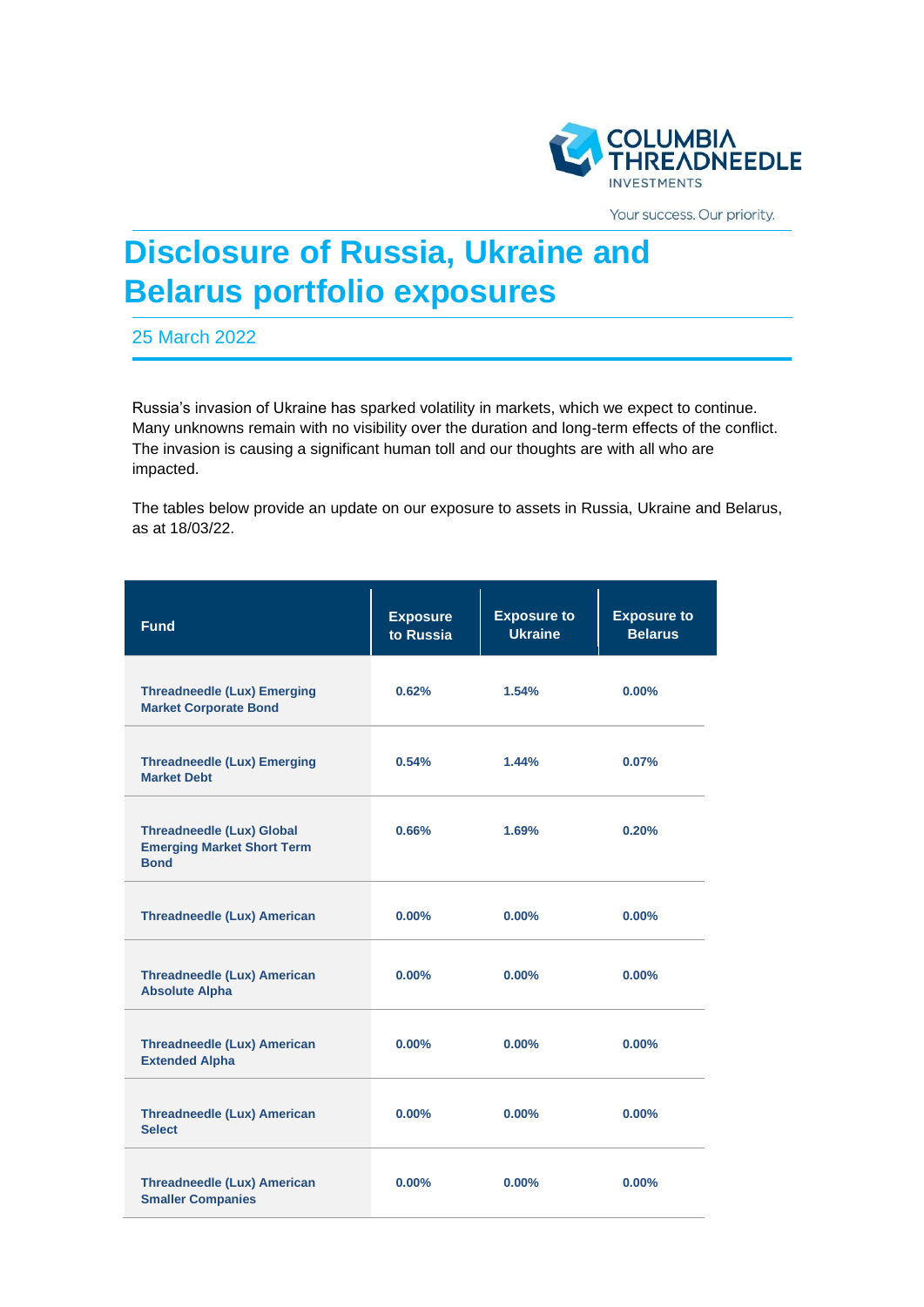# Disclosure of Russia, Ukraine and Belarus portfolio exposures

25 March 2022

Russia's invasion of Ukraine has sparked volatility in markets, which we expect to continue. Many unknowns remain with no visibility over the duration and long-term effects of the conflict. The invasion is causing a significant human toll and our thoughts are with all who are impacted.

The tables below provide an update on our exposure to assets in Russia, Ukraine and Belarus, as at 18/03/22.

| Fund | Exposure to Russia | Exposure to Ukraine | Exposure to Belarus |
|---|---|---|---|
| Threadneedle (Lux) Emerging Market Corporate Bond | 0.62% | 1.54% | 0.00% |
| Threadneedle (Lux) Emerging Market Debt | 0.54% | 1.44% | 0.07% |
| Threadneedle (Lux) Global Emerging Market Short Term Bond | 0.66% | 1.69% | 0.20% |
| Threadneedle (Lux) American | 0.00% | 0.00% | 0.00% |
| Threadneedle (Lux) American Absolute Alpha | 0.00% | 0.00% | 0.00% |
| Threadneedle (Lux) American Extended Alpha | 0.00% | 0.00% | 0.00% |
| Threadneedle (Lux) American Select | 0.00% | 0.00% | 0.00% |
| Threadneedle (Lux) American Smaller Companies | 0.00% | 0.00% | 0.00% |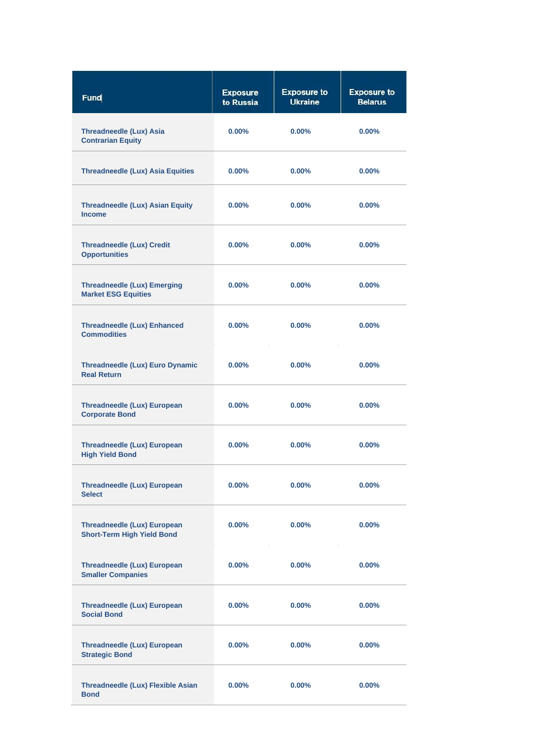| Fund | Exposure to Russia | Exposure to Ukraine | Exposure to Belarus |
| --- | --- | --- | --- |
| Threadneedle (Lux) Asia Contrarian Equity | 0.00% | 0.00% | 0.00% |
| Threadneedle (Lux) Asia Equities | 0.00% | 0.00% | 0.00% |
| Threadneedle (Lux) Asian Equity Income | 0.00% | 0.00% | 0.00% |
| Threadneedle (Lux) Credit Opportunities | 0.00% | 0.00% | 0.00% |
| Threadneedle (Lux) Emerging Market ESG Equities | 0.00% | 0.00% | 0.00% |
| Threadneedle (Lux) Enhanced Commodities | 0.00% | 0.00% | 0.00% |
| Threadneedle (Lux) Euro Dynamic Real Return | 0.00% | 0.00% | 0.00% |
| Threadneedle (Lux) European Corporate Bond | 0.00% | 0.00% | 0.00% |
| Threadneedle (Lux) European High Yield Bond | 0.00% | 0.00% | 0.00% |
| Threadneedle (Lux) European Select | 0.00% | 0.00% | 0.00% |
| Threadneedle (Lux) European Short-Term High Yield Bond | 0.00% | 0.00% | 0.00% |
| Threadneedle (Lux) European Smaller Companies | 0.00% | 0.00% | 0.00% |
| Threadneedle (Lux) European Social Bond | 0.00% | 0.00% | 0.00% |
| Threadneedle (Lux) European Strategic Bond | 0.00% | 0.00% | 0.00% |
| Threadneedle (Lux) Flexible Asian Bond | 0.00% | 0.00% | 0.00% |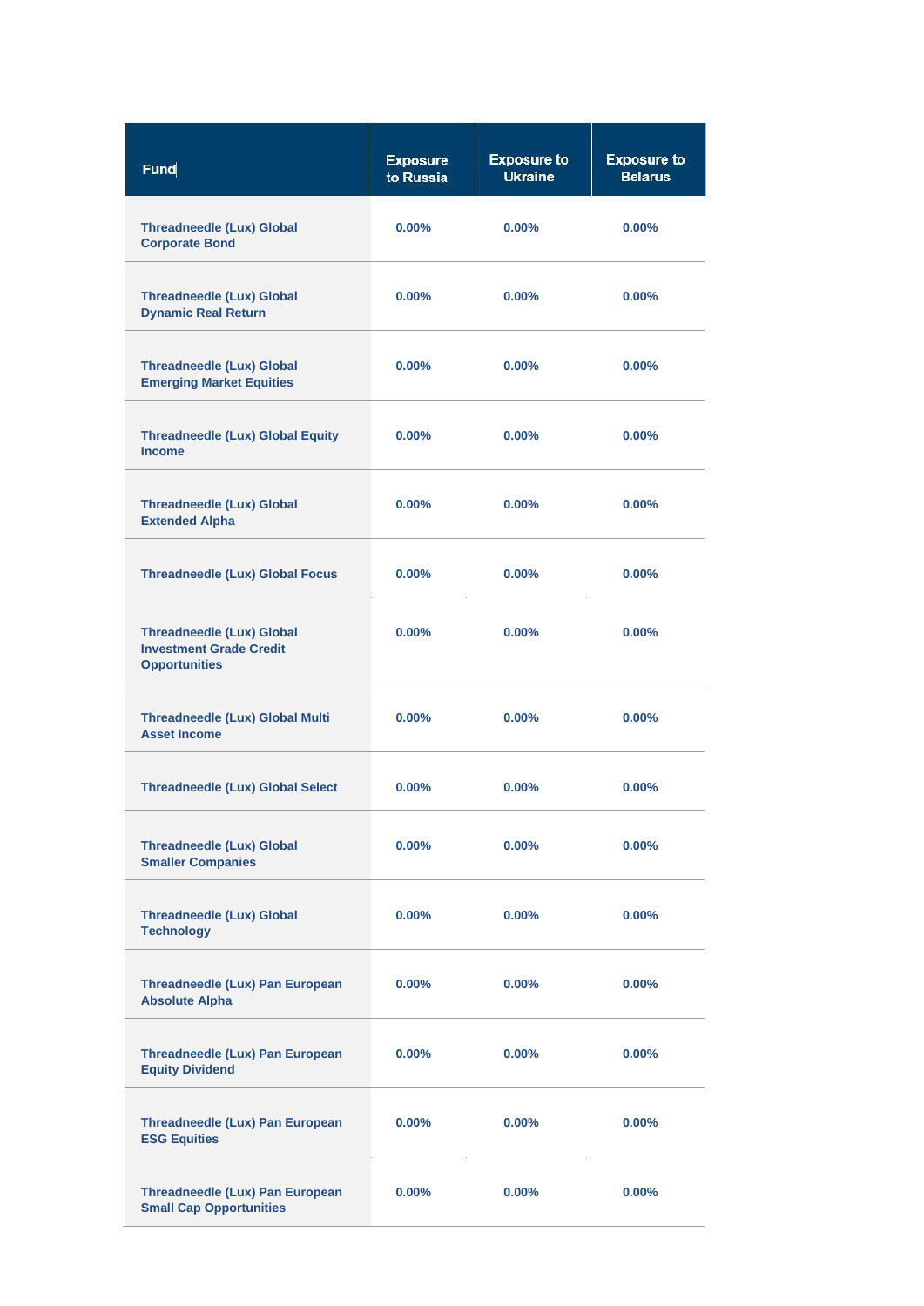| Fund | Exposure to Russia | Exposure to Ukraine | Exposure to Belarus |
|---|---|---|---|
| Threadneedle (Lux) Global Corporate Bond | 0.00% | 0.00% | 0.00% |
| Threadneedle (Lux) Global Dynamic Real Return | 0.00% | 0.00% | 0.00% |
| Threadneedle (Lux) Global Emerging Market Equities | 0.00% | 0.00% | 0.00% |
| Threadneedle (Lux) Global Equity Income | 0.00% | 0.00% | 0.00% |
| Threadneedle (Lux) Global Extended Alpha | 0.00% | 0.00% | 0.00% |
| Threadneedle (Lux) Global Focus | 0.00% | 0.00% | 0.00% |
| Threadneedle (Lux) Global Investment Grade Credit Opportunities | 0.00% | 0.00% | 0.00% |
| Threadneedle (Lux) Global Multi Asset Income | 0.00% | 0.00% | 0.00% |
| Threadneedle (Lux) Global Select | 0.00% | 0.00% | 0.00% |
| Threadneedle (Lux) Global Smaller Companies | 0.00% | 0.00% | 0.00% |
| Threadneedle (Lux) Global Technology | 0.00% | 0.00% | 0.00% |
| Threadneedle (Lux) Pan European Absolute Alpha | 0.00% | 0.00% | 0.00% |
| Threadneedle (Lux) Pan European Equity Dividend | 0.00% | 0.00% | 0.00% |
| Threadneedle (Lux) Pan European ESG Equities | 0.00% | 0.00% | 0.00% |
| Threadneedle (Lux) Pan European Small Cap Opportunities | 0.00% | 0.00% | 0.00% |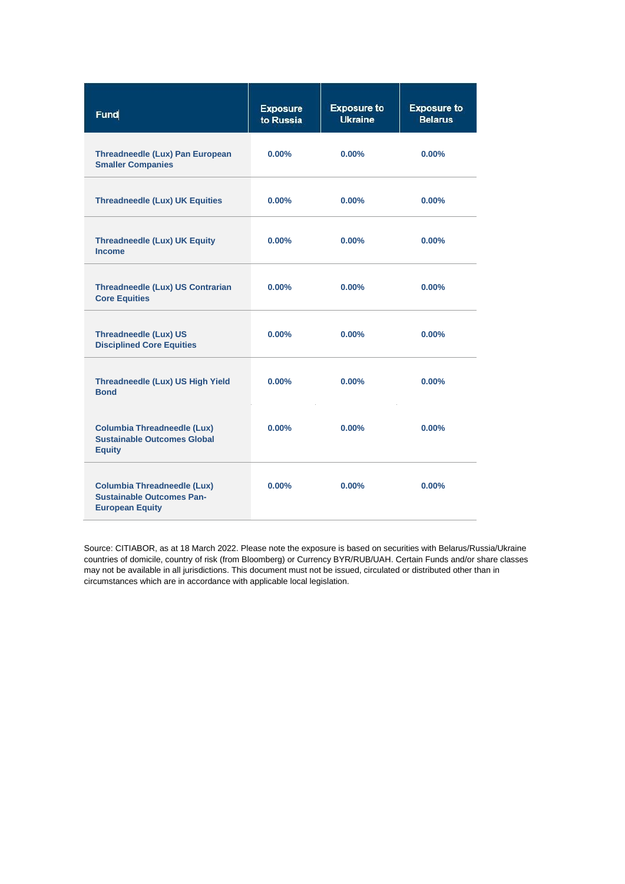| Fund | Exposure to Russia | Exposure to Ukraine | Exposure to Belarus |
| --- | --- | --- | --- |
| **Threadneedle (Lux) Pan European Smaller Companies** | **0.00%** | **0.00%** | **0.00%** |
| **Threadneedle (Lux) UK Equities** | **0.00%** | **0.00%** | **0.00%** |
| **Threadneedle (Lux) UK Equity Income** | **0.00%** | **0.00%** | **0.00%** |
| **Threadneedle (Lux) US Contrarian Core Equities** | **0.00%** | **0.00%** | **0.00%** |
| **Threadneedle (Lux) US Disciplined Core Equities** | **0.00%** | **0.00%** | **0.00%** |
| **Threadneedle (Lux) US High Yield Bond** | **0.00%** | **0.00%** | **0.00%** |
| **Columbia Threadneedle (Lux) Sustainable Outcomes Global Equity** | **0.00%** | **0.00%** | **0.00%** |
| **Columbia Threadneedle (Lux) Sustainable Outcomes Pan-European Equity** | **0.00%** | **0.00%** | **0.00%** |

Source: CITIABOR, as at 18 March 2022. Please note the exposure is based on securities with Belarus/Russia/Ukraine countries of domicile, country of risk (from Bloomberg) or Currency BYR/RUB/UAH. Certain Funds and/or share classes may not be available in all jurisdictions. This document must not be issued, circulated or distributed other than in circumstances which are in accordance with applicable local legislation.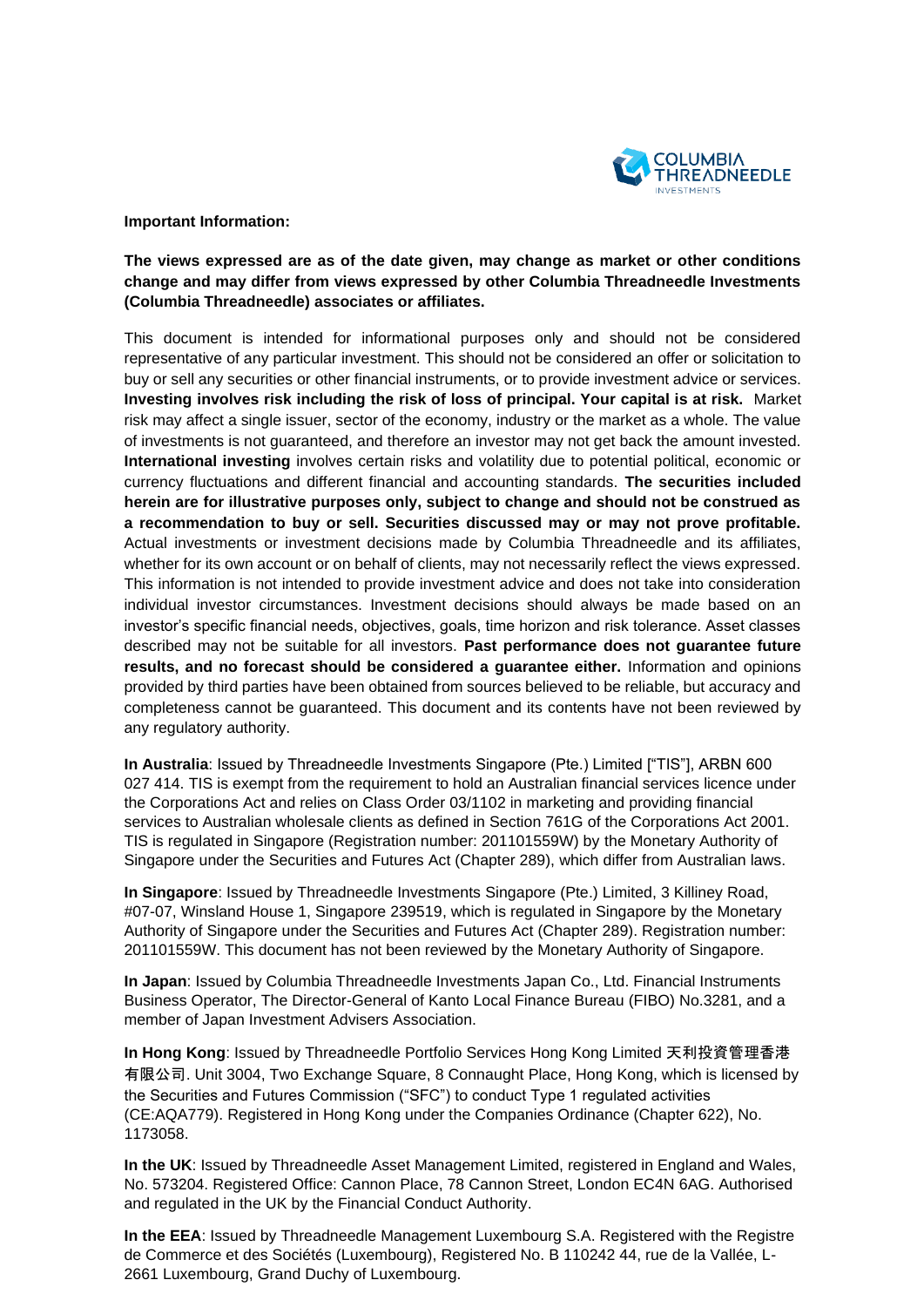**Important Information:**

**The views expressed are as of the date given, may change as market or other conditions change and may differ from views expressed by other Columbia Threadneedle Investments (Columbia Threadneedle) associates or affiliates.**

This document is intended for informational purposes only and should not be considered representative of any particular investment. This should not be considered an offer or solicitation to buy or sell any securities or other financial instruments, or to provide investment advice or services. **Investing involves risk including the risk of loss of principal. Your capital is at risk.** Market risk may affect a single issuer, sector of the economy, industry or the market as a whole. The value of investments is not guaranteed, and therefore an investor may not get back the amount invested. **International investing** involves certain risks and volatility due to potential political, economic or currency fluctuations and different financial and accounting standards. **The securities included herein are for illustrative purposes only, subject to change and should not be construed as a recommendation to buy or sell. Securities discussed may or may not prove profitable.** Actual investments or investment decisions made by Columbia Threadneedle and its affiliates, whether for its own account or on behalf of clients, may not necessarily reflect the views expressed. This information is not intended to provide investment advice and does not take into consideration individual investor circumstances. Investment decisions should always be made based on an investor's specific financial needs, objectives, goals, time horizon and risk tolerance. Asset classes described may not be suitable for all investors. **Past performance does not guarantee future results, and no forecast should be considered a guarantee either.** Information and opinions provided by third parties have been obtained from sources believed to be reliable, but accuracy and completeness cannot be guaranteed. This document and its contents have not been reviewed by any regulatory authority.

**In Australia**: Issued by Threadneedle Investments Singapore (Pte.) Limited ["TIS"], ARBN 600 027 414. TIS is exempt from the requirement to hold an Australian financial services licence under the Corporations Act and relies on Class Order 03/1102 in marketing and providing financial services to Australian wholesale clients as defined in Section 761G of the Corporations Act 2001. TIS is regulated in Singapore (Registration number: 201101559W) by the Monetary Authority of Singapore under the Securities and Futures Act (Chapter 289), which differ from Australian laws.

**In Singapore**: Issued by Threadneedle Investments Singapore (Pte.) Limited, 3 Killiney Road, #07-07, Winsland House 1, Singapore 239519, which is regulated in Singapore by the Monetary Authority of Singapore under the Securities and Futures Act (Chapter 289). Registration number: 201101559W. This document has not been reviewed by the Monetary Authority of Singapore.

**In Japan**: Issued by Columbia Threadneedle Investments Japan Co., Ltd. Financial Instruments Business Operator, The Director-General of Kanto Local Finance Bureau (FIBO) No.3281, and a member of Japan Investment Advisers Association.

**In Hong Kong**: Issued by Threadneedle Portfolio Services Hong Kong Limited 天利投資管理香港有限公司. Unit 3004, Two Exchange Square, 8 Connaught Place, Hong Kong, which is licensed by the Securities and Futures Commission ("SFC") to conduct Type 1 regulated activities (CE:AQA779). Registered in Hong Kong under the Companies Ordinance (Chapter 622), No. 1173058.

**In the UK**: Issued by Threadneedle Asset Management Limited, registered in England and Wales, No. 573204. Registered Office: Cannon Place, 78 Cannon Street, London EC4N 6AG. Authorised and regulated in the UK by the Financial Conduct Authority.

**In the EEA**: Issued by Threadneedle Management Luxembourg S.A. Registered with the Registre de Commerce et des Sociétés (Luxembourg), Registered No. B 110242 44, rue de la Vallée, L-2661 Luxembourg, Grand Duchy of Luxembourg.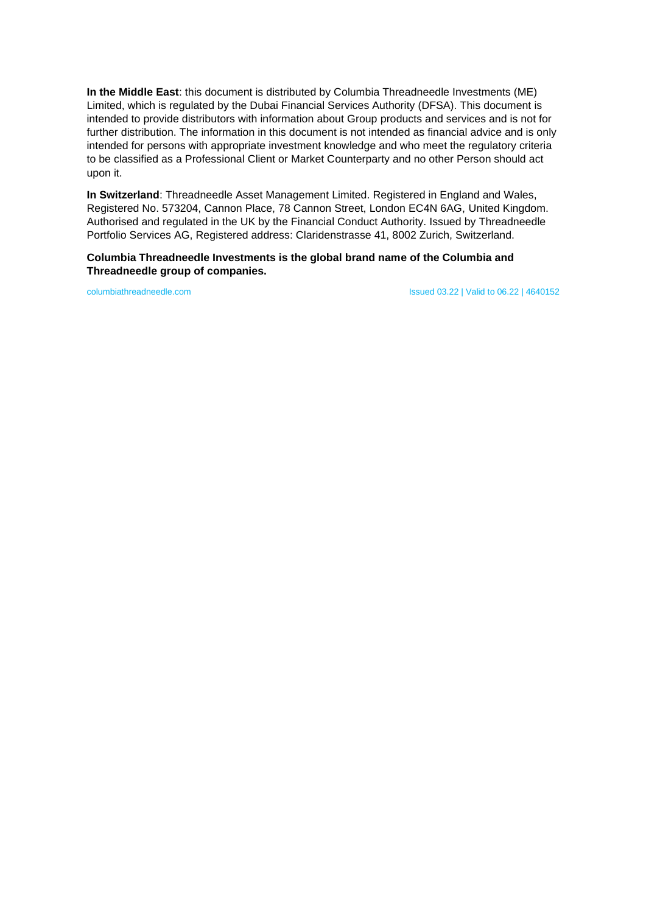**In the Middle East**: this document is distributed by Columbia Threadneedle Investments (ME) Limited, which is regulated by the Dubai Financial Services Authority (DFSA). This document is intended to provide distributors with information about Group products and services and is not for further distribution. The information in this document is not intended as financial advice and is only intended for persons with appropriate investment knowledge and who meet the regulatory criteria to be classified as a Professional Client or Market Counterparty and no other Person should act upon it.

**In Switzerland**: Threadneedle Asset Management Limited. Registered in England and Wales, Registered No. 573204, Cannon Place, 78 Cannon Street, London EC4N 6AG, United Kingdom. Authorised and regulated in the UK by the Financial Conduct Authority. Issued by Threadneedle Portfolio Services AG, Registered address: Claridenstrasse 41, 8002 Zurich, Switzerland.

**Columbia Threadneedle Investments is the global brand name of the Columbia and Threadneedle group of companies.**

columbiathreadneedle.com

Issued 03.22 | Valid to 06.22 | 4640152